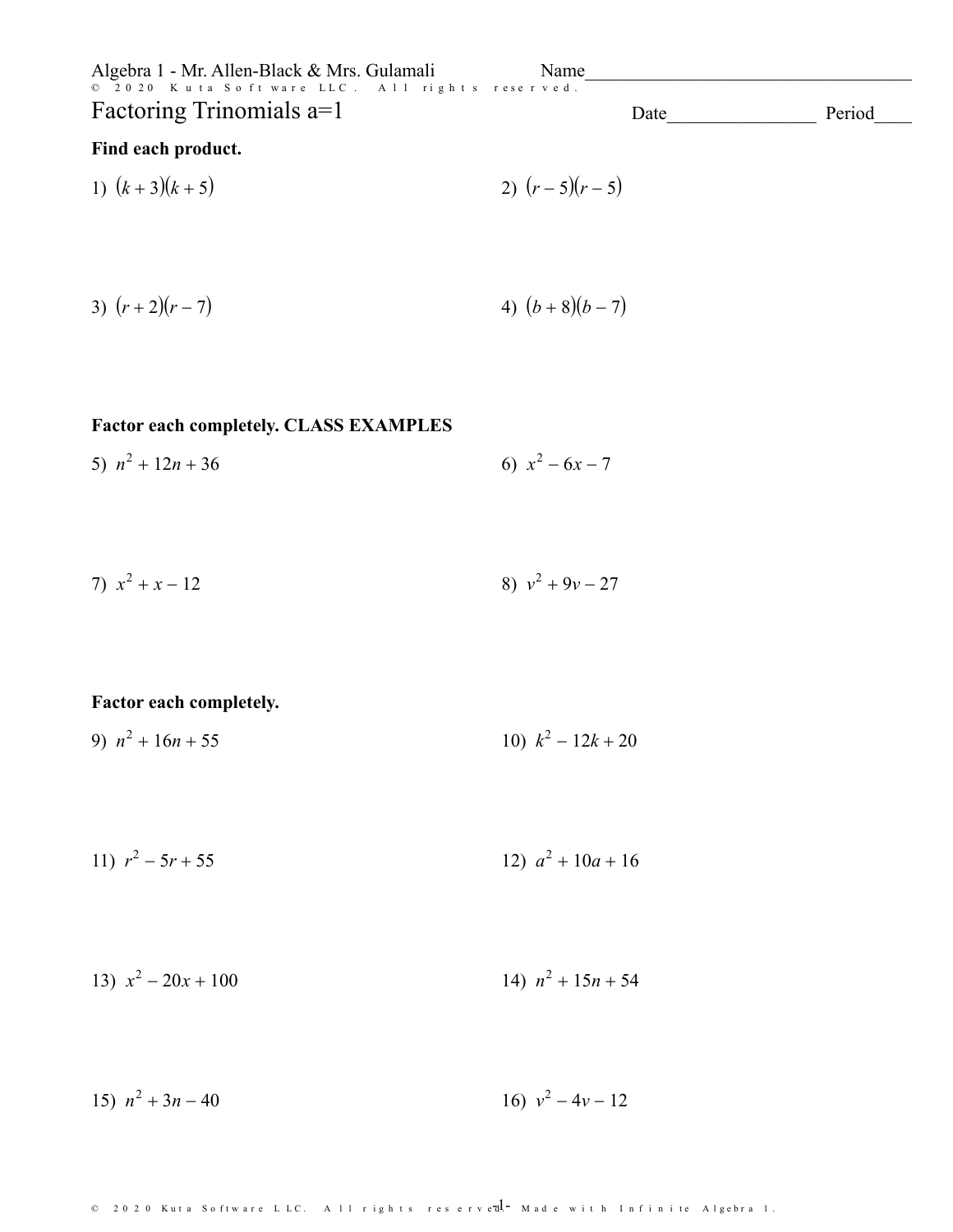Algebra 1 - Mr. Allen-Black & Mrs. Gulamali

Name\_\_\_\_\_\_\_\_\_\_\_\_\_\_\_\_\_\_\_\_\_\_\_\_\_\_\_\_\_\_\_\_\_\_\_

# Factoring Trinomials a=1

Date\_\_\_\_\_\_\_\_\_\_\_\_\_\_\_\_ Period\_\_\_\_

**Find each product.**

1) $(k + 3)(k + 5)$

2) $(r - 5)(r - 5)$

3) $(r + 2)(r - 7)$

4) $(b + 8)(b - 7)$

**Factor each completely. CLASS EXAMPLES**

5) $n^2 + 12n + 36$

6) $x^2 - 6x - 7$

7) $x^2 + x - 12$

8) $v^2 + 9v - 27$

**Factor each completely.**

9) $n^2 + 16n + 55$

10) $k^2 - 12k + 20$

11) $r^2 - 5r + 55$

12) $a^2 + 10a + 16$

13) $x^2 - 20x + 100$

14) $n^2 + 15n + 54$

15) $n^2 + 3n - 40$

16) $v^2 - 4v - 12$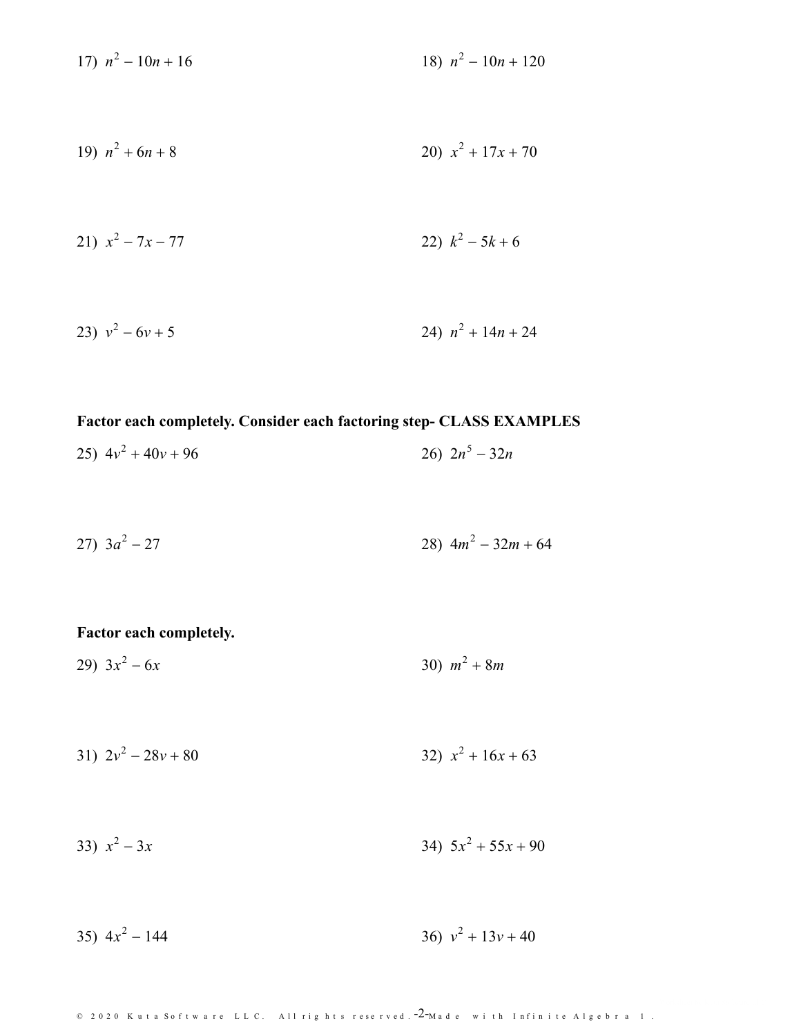17) $n^2 - 10n + 16$

18) $n^2 - 10n + 120$

19) $n^2 + 6n + 8$

20) $x^2 + 17x + 70$

21) $x^2 - 7x - 77$

22) $k^2 - 5k + 6$

23) $v^2 - 6v + 5$

24) $n^2 + 14n + 24$

**Factor each completely. Consider each factoring step- CLASS EXAMPLES**

25) $4v^2 + 40v + 96$

26) $2n^5 - 32n$

27) $3a^2 - 27$

28) $4m^2 - 32m + 64$

**Factor each completely.**

29) $3x^2 - 6x$

30) $m^2 + 8m$

31) $2v^2 - 28v + 80$

32) $x^2 + 16x + 63$

33) $x^2 - 3x$

34) $5x^2 + 55x + 90$

35) $4x^2 - 144$

36) $v^2 + 13v + 40$